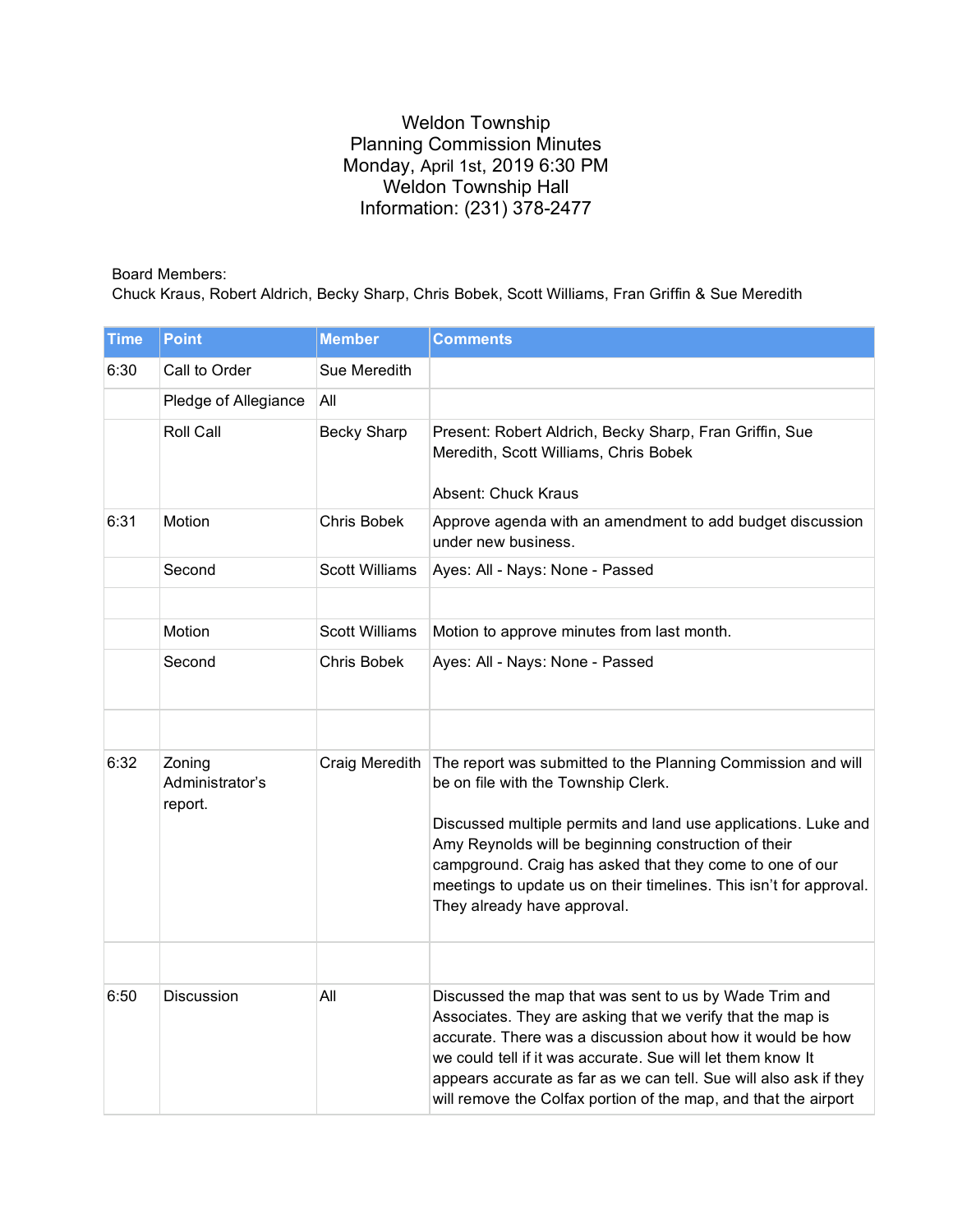# Weldon Township
## Planning Commission Minutes
Monday, April 1st, 2019 6:30 PM
Weldon Township Hall
Information: (231) 378-2477

Board Members:
Chuck Kraus, Robert Aldrich, Becky Sharp, Chris Bobek, Scott Williams, Fran Griffin & Sue Meredith

| Time | Point | Member | Comments |
|---|---|---|---|
| 6:30 | Call to Order | Sue Meredith | |
| | Pledge of Allegiance | All | |
| | Roll Call | Becky Sharp | Present: Robert Aldrich, Becky Sharp, Fran Griffin, Sue Meredith, Scott Williams, Chris Bobek<br><br>Absent: Chuck Kraus |
| 6:31 | Motion | Chris Bobek | Approve agenda with an amendment to add budget discussion under new business. |
| | Second | Scott Williams | Ayes: All - Nays: None - Passed |
| | | | |
| | Motion | Scott Williams | Motion to approve minutes from last month. |
| | Second | Chris Bobek | Ayes: All - Nays: None - Passed |
| | | | |
| 6:32 | Zoning Administrator's report. | Craig Meredith | The report was submitted to the Planning Commission and will be on file with the Township Clerk.<br><br>Discussed multiple permits and land use applications. Luke and Amy Reynolds will be beginning construction of their campground. Craig has asked that they come to one of our meetings to update us on their timelines. This isn't for approval. They already have approval. |
| | | | |
| 6:50 | Discussion | All | Discussed the map that was sent to us by Wade Trim and Associates. They are asking that we verify that the map is accurate. There was a discussion about how it would be how we could tell if it was accurate. Sue will let them know It appears accurate as far as we can tell. Sue will also ask if they will remove the Colfax portion of the map, and that the airport |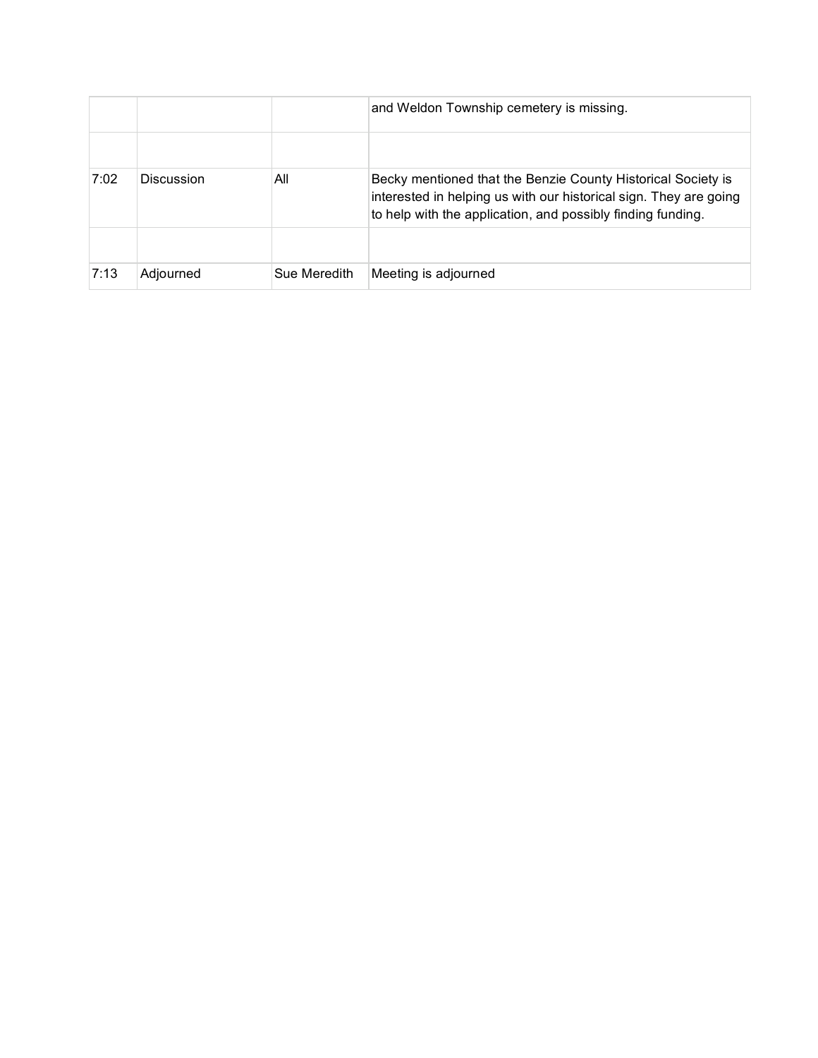| | | | |
|---|---|---|---|
| | | | and Weldon Township cemetery is missing. |
| | | | |
| 7:02 | Discussion | All | Becky mentioned that the Benzie County Historical Society is interested in helping us with our historical sign. They are going to help with the application, and possibly finding funding. |
| | | | |
| 7:13 | Adjourned | Sue Meredith | Meeting is adjourned |